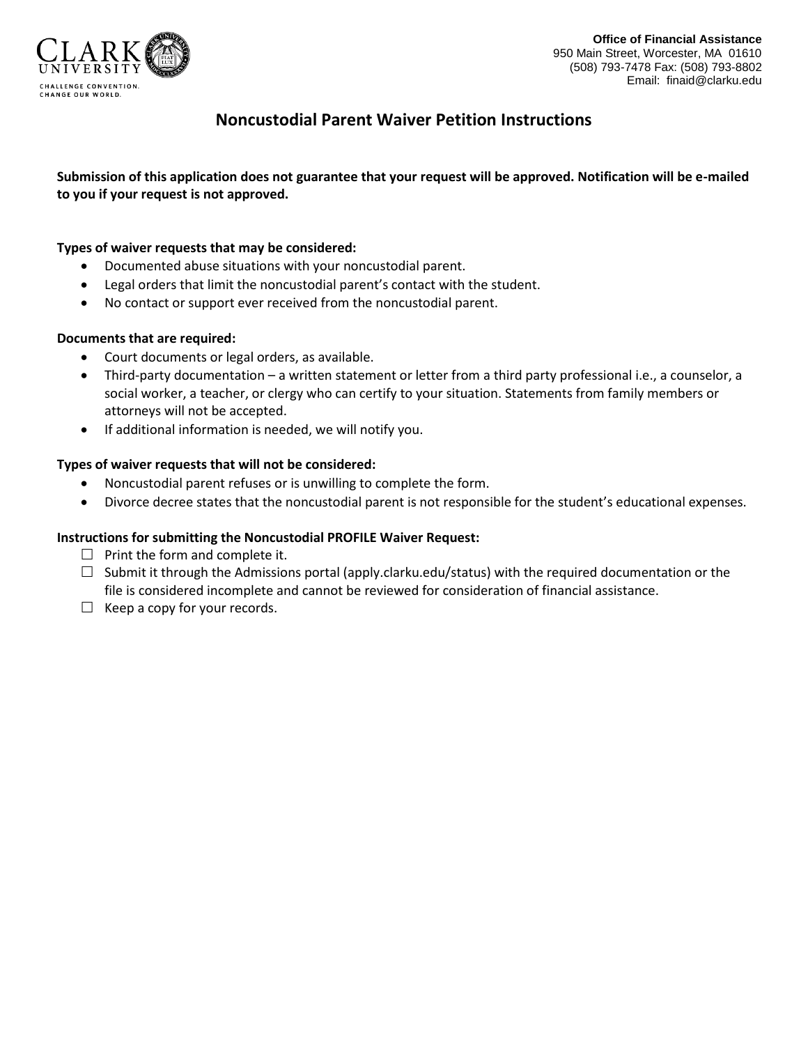CLARK UNIVERSITY
CHALLENGE CONVENTION. CHANGE OUR WORLD.

**Office of Financial Assistance**
950 Main Street, Worcester, MA 01610
(508) 793-7478 Fax: (508) 793-8802
Email: finaid@clarku.edu

# Noncustodial Parent Waiver Petition Instructions

**Submission of this application does not guarantee that your request will be approved. Notification will be e-mailed to you if your request is not approved.**

**Types of waiver requests that may be considered:**

- Documented abuse situations with your noncustodial parent.
- Legal orders that limit the noncustodial parent's contact with the student.
- No contact or support ever received from the noncustodial parent.

**Documents that are required:**

- Court documents or legal orders, as available.
- Third-party documentation – a written statement or letter from a third party professional i.e., a counselor, a social worker, a teacher, or clergy who can certify to your situation. Statements from family members or attorneys will not be accepted.
- If additional information is needed, we will notify you.

**Types of waiver requests that will not be considered:**

- Noncustodial parent refuses or is unwilling to complete the form.
- Divorce decree states that the noncustodial parent is not responsible for the student's educational expenses.

**Instructions for submitting the Noncustodial PROFILE Waiver Request:**

- ☐ Print the form and complete it.
- ☐ Submit it through the Admissions portal (apply.clarku.edu/status) with the required documentation or the file is considered incomplete and cannot be reviewed for consideration of financial assistance.
- ☐ Keep a copy for your records.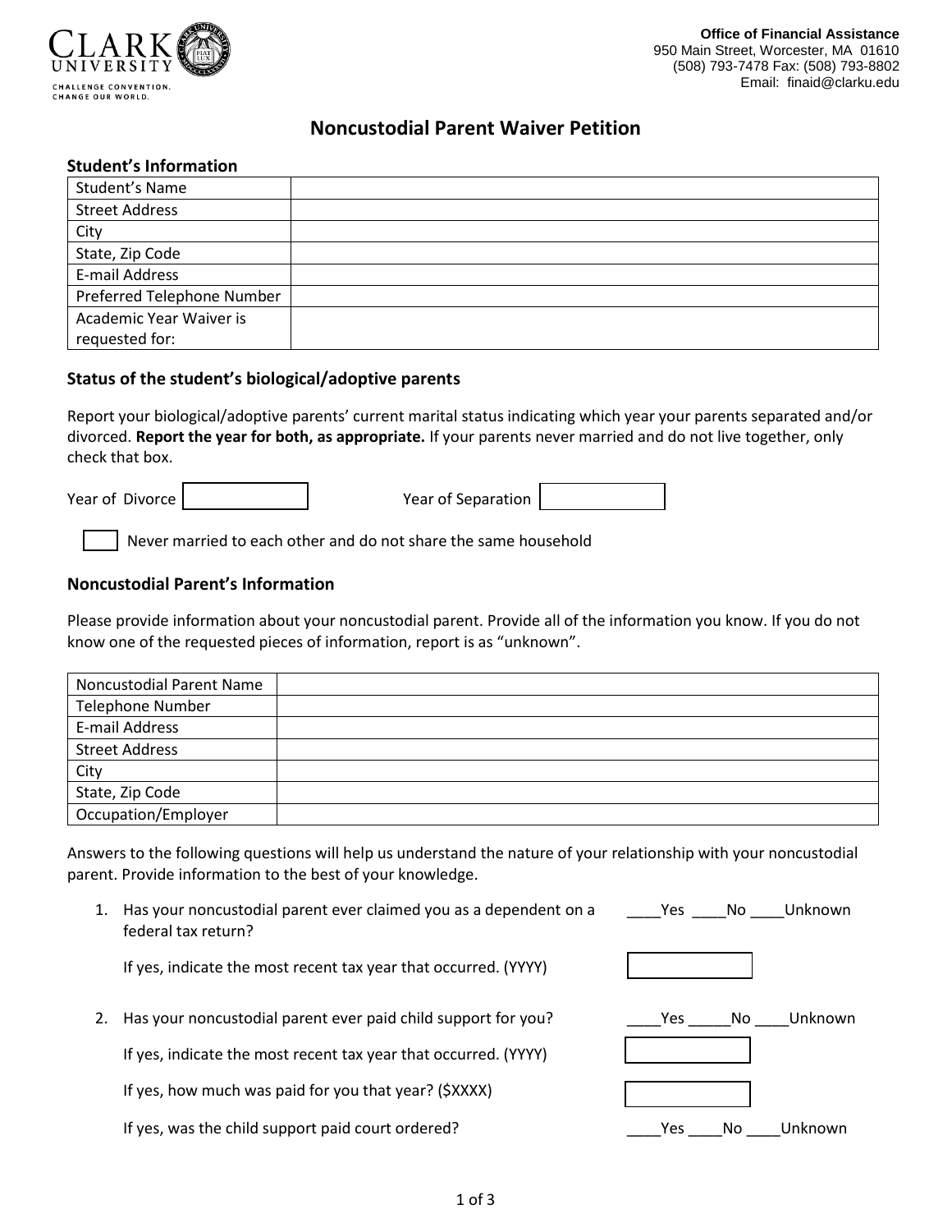Office of Financial Assistance
950 Main Street, Worcester, MA 01610
(508) 793-7478 Fax: (508) 793-8802
Email: finaid@clarku.edu

CLARK UNIVERSITY
CHALLENGE CONVENTION. CHANGE OUR WORLD.

# Noncustodial Parent Waiver Petition

### Student's Information

| Student's Name | |
|---|---|
| Street Address | |
| City | |
| State, Zip Code | |
| E-mail Address | |
| Preferred Telephone Number | |
| Academic Year Waiver is requested for: | |

### Status of the student's biological/adoptive parents

Report your biological/adoptive parents' current marital status indicating which year your parents separated and/or divorced. **Report the year for both, as appropriate.** If your parents never married and do not live together, only check that box.

Year of Divorce [ ] Year of Separation [ ]

[ ] Never married to each other and do not share the same household

### Noncustodial Parent's Information

Please provide information about your noncustodial parent. Provide all of the information you know. If you do not know one of the requested pieces of information, report is as "unknown".

| Noncustodial Parent Name | |
|---|---|
| Telephone Number | |
| E-mail Address | |
| Street Address | |
| City | |
| State, Zip Code | |
| Occupation/Employer | |

Answers to the following questions will help us understand the nature of your relationship with your noncustodial parent. Provide information to the best of your knowledge.

1. Has your noncustodial parent ever claimed you as a dependent on a federal tax return? ____Yes ____No ____Unknown

   If yes, indicate the most recent tax year that occurred. (YYYY) [ ]

2. Has your noncustodial parent ever paid child support for you? ____Yes _____No ____Unknown

   If yes, indicate the most recent tax year that occurred. (YYYY) [ ]

   If yes, how much was paid for you that year? ($XXXX) [ ]

   If yes, was the child support paid court ordered? ____Yes ____No ____Unknown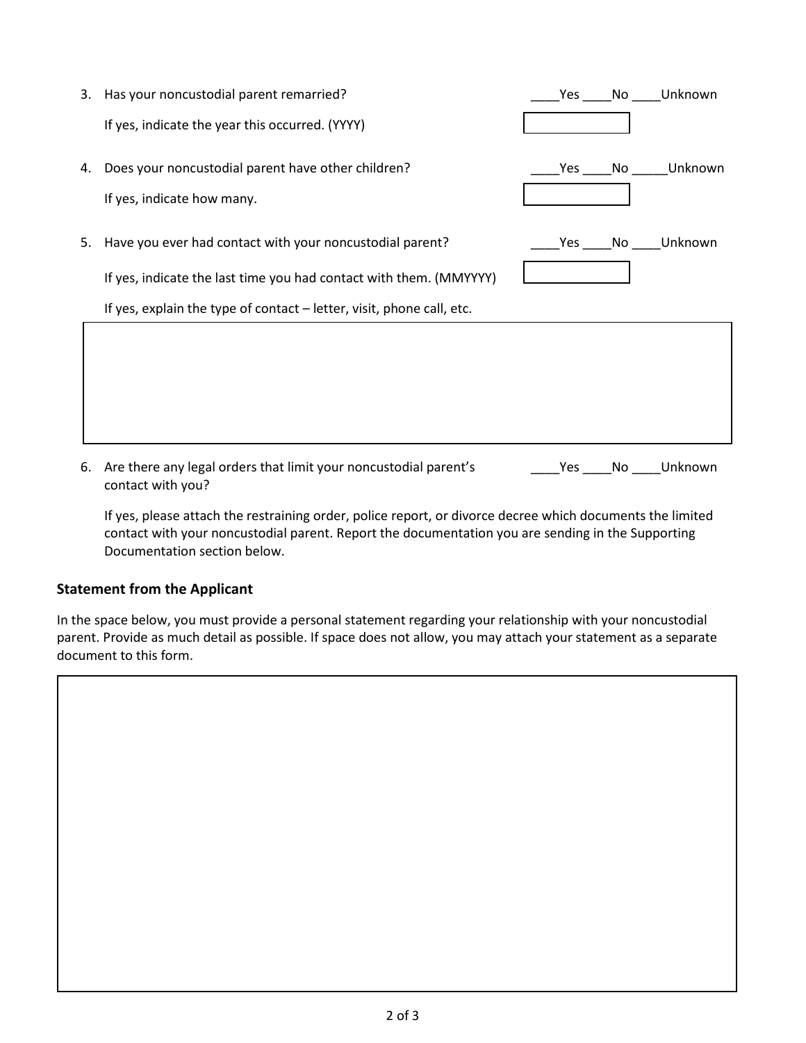3. Has your noncustodial parent remarried? ____Yes ____No ____Unknown

   If yes, indicate the year this occurred. (YYYY) ______

4. Does your noncustodial parent have other children? ____Yes ____No _____Unknown

   If yes, indicate how many. ______

5. Have you ever had contact with your noncustodial parent? ____Yes ____No ____Unknown

   If yes, indicate the last time you had contact with them. (MMYYYY) ______

   If yes, explain the type of contact – letter, visit, phone call, etc.

6. Are there any legal orders that limit your noncustodial parent's contact with you? ____Yes ____No ____Unknown

   If yes, please attach the restraining order, police report, or divorce decree which documents the limited contact with your noncustodial parent. Report the documentation you are sending in the Supporting Documentation section below.

### Statement from the Applicant

In the space below, you must provide a personal statement regarding your relationship with your noncustodial parent. Provide as much detail as possible. If space does not allow, you may attach your statement as a separate document to this form.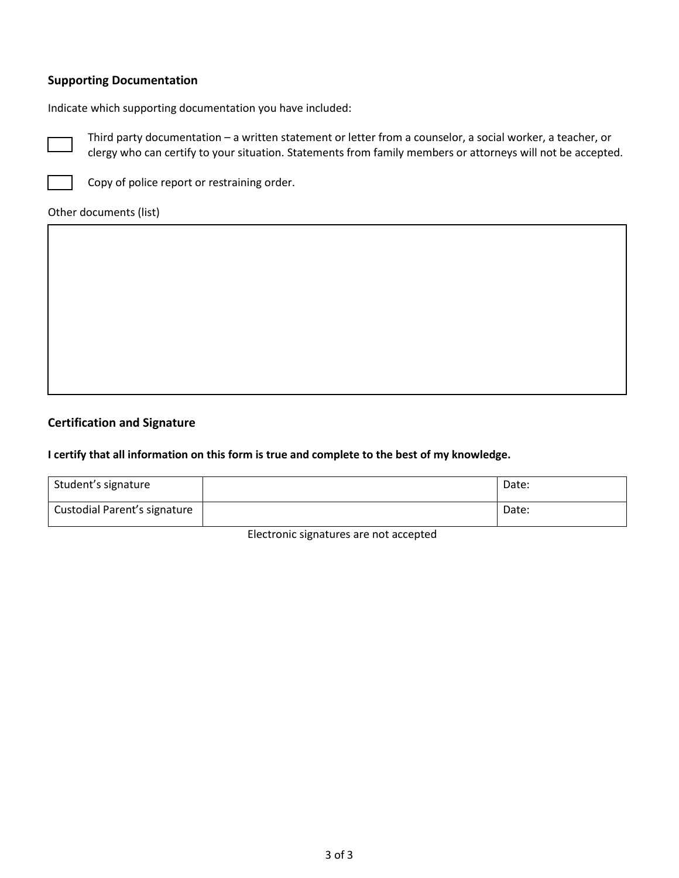## Supporting Documentation

Indicate which supporting documentation you have included:

☐ Third party documentation – a written statement or letter from a counselor, a social worker, a teacher, or clergy who can certify to your situation. Statements from family members or attorneys will not be accepted.

☐ Copy of police report or restraining order.

Other documents (list)

## Certification and Signature

**I certify that all information on this form is true and complete to the best of my knowledge.**

| | | |
|---|---|---|
| Student's signature | | Date: |
| Custodial Parent's signature | | Date: |

Electronic signatures are not accepted